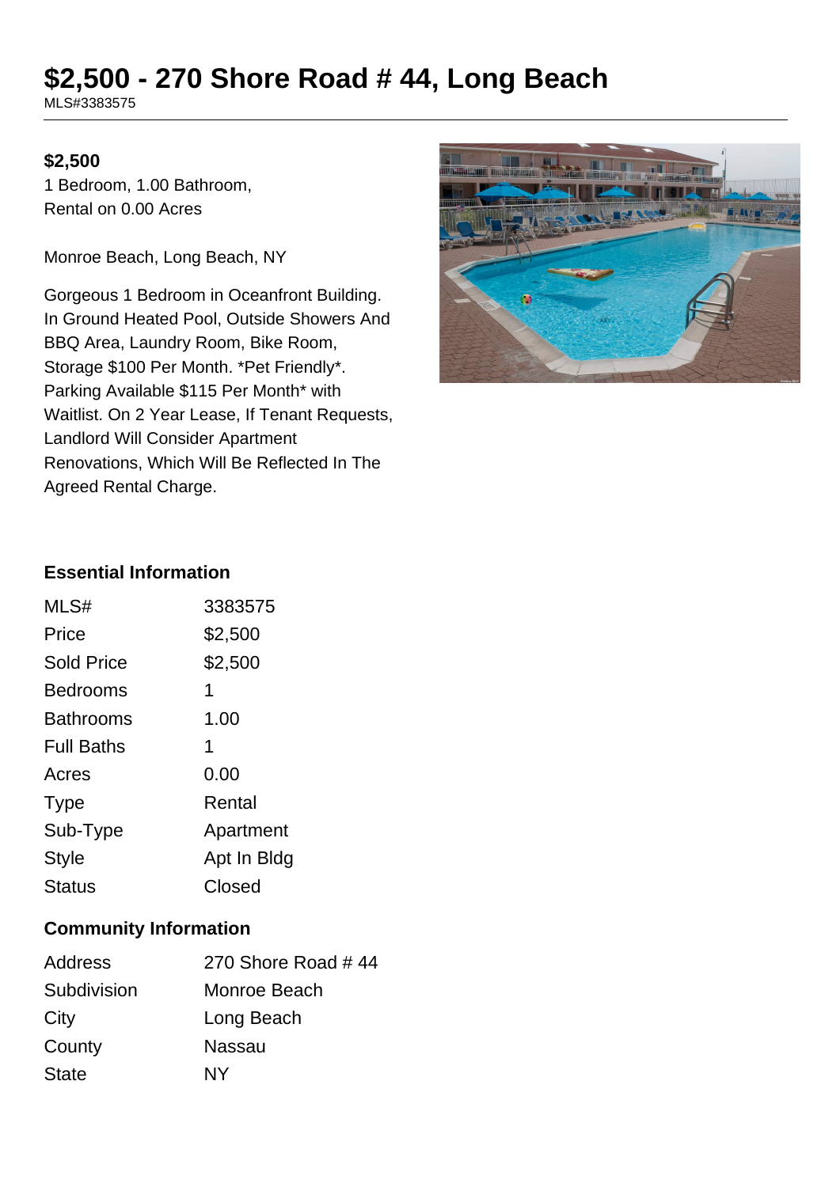# $2,500 - 270 Shore Road # 44, Long Beach

MLS#3383575

**$2,500**

1 Bedroom, 1.00 Bathroom,
Rental on 0.00 Acres

Monroe Beach, Long Beach, NY

Gorgeous 1 Bedroom in Oceanfront Building. In Ground Heated Pool, Outside Showers And BBQ Area, Laundry Room, Bike Room, Storage $100 Per Month. *Pet Friendly*. Parking Available $115 Per Month* with Waitlist. On 2 Year Lease, If Tenant Requests, Landlord Will Consider Apartment Renovations, Which Will Be Reflected In The Agreed Rental Charge.

## Essential Information

| | |
|---|---|
| MLS# | 3383575 |
| Price | $2,500 |
| Sold Price | $2,500 |
| Bedrooms | 1 |
| Bathrooms | 1.00 |
| Full Baths | 1 |
| Acres | 0.00 |
| Type | Rental |
| Sub-Type | Apartment |
| Style | Apt In Bldg |
| Status | Closed |

## Community Information

| | |
|---|---|
| Address | 270 Shore Road # 44 |
| Subdivision | Monroe Beach |
| City | Long Beach |
| County | Nassau |
| State | NY |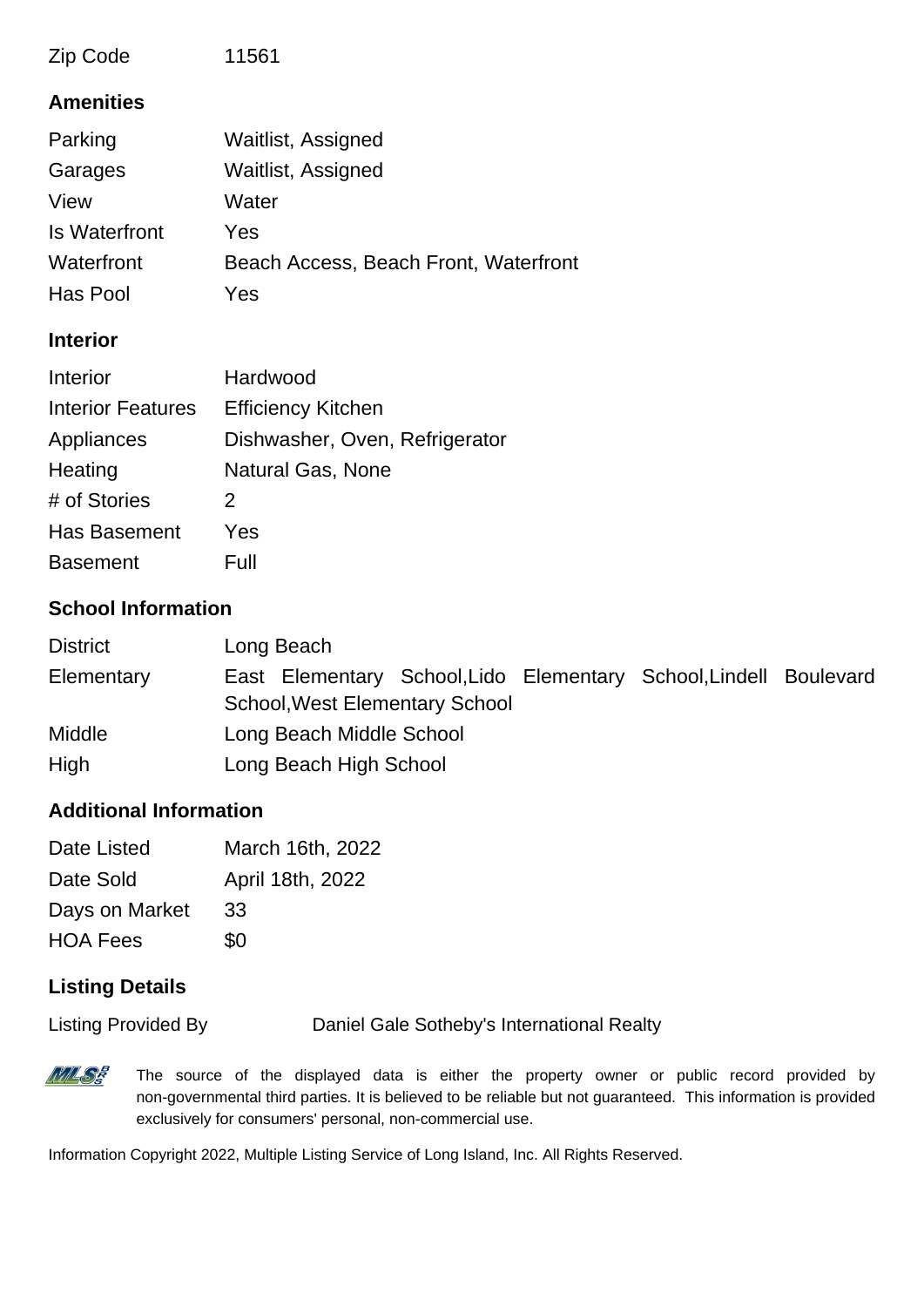| | |
|---|---|
| Zip Code | 11561 |

## Amenities

| | |
|---|---|
| Parking | Waitlist, Assigned |
| Garages | Waitlist, Assigned |
| View | Water |
| Is Waterfront | Yes |
| Waterfront | Beach Access, Beach Front, Waterfront |
| Has Pool | Yes |

## Interior

| | |
|---|---|
| Interior | Hardwood |
| Interior Features | Efficiency Kitchen |
| Appliances | Dishwasher, Oven, Refrigerator |
| Heating | Natural Gas, None |
| # of Stories | 2 |
| Has Basement | Yes |
| Basement | Full |

## School Information

| | |
|---|---|
| District | Long Beach |
| Elementary | East Elementary School,Lido Elementary School,Lindell Boulevard School,West Elementary School |
| Middle | Long Beach Middle School |
| High | Long Beach High School |

## Additional Information

| | |
|---|---|
| Date Listed | March 16th, 2022 |
| Date Sold | April 18th, 2022 |
| Days on Market | 33 |
| HOA Fees | $0 |

## Listing Details

| | |
|---|---|
| Listing Provided By | Daniel Gale Sotheby's International Realty |

The source of the displayed data is either the property owner or public record provided by non-governmental third parties. It is believed to be reliable but not guaranteed. This information is provided exclusively for consumers' personal, non-commercial use.

Information Copyright 2022, Multiple Listing Service of Long Island, Inc. All Rights Reserved.